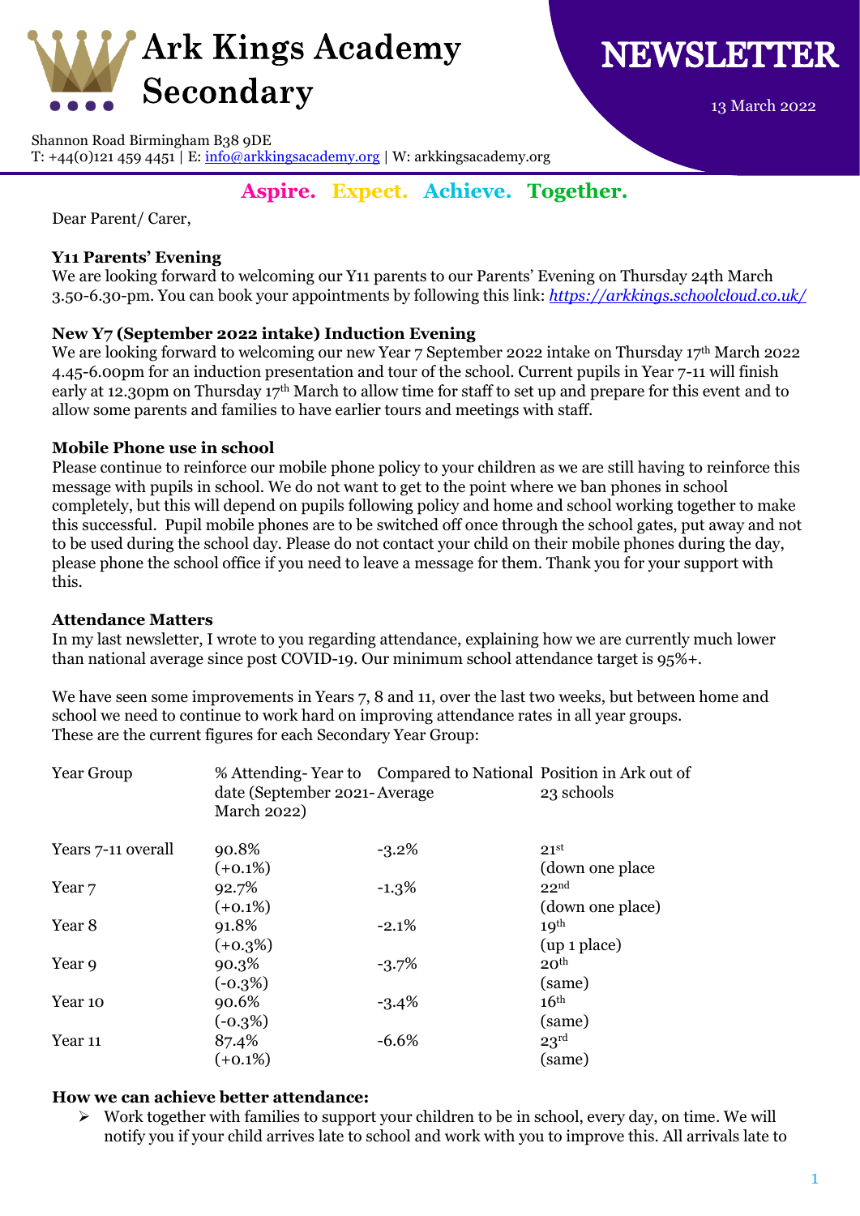# Ark Kings Academy Secondary

# NEWSLETTER

13 March 2022

Shannon Road Birmingham B38 9DE
T: +44(0)121 459 4451 | E: info@arkkingsacademy.org | W: arkkingsacademy.org

**Aspire. Expect. Achieve. Together.**

Dear Parent/ Carer,

**Y11 Parents' Evening**

We are looking forward to welcoming our Y11 parents to our Parents' Evening on Thursday 24th March 3.50-6.30-pm. You can book your appointments by following this link: *https://arkkings.schoolcloud.co.uk/*

**New Y7 (September 2022 intake) Induction Evening**

We are looking forward to welcoming our new Year 7 September 2022 intake on Thursday 17th March 2022 4.45-6.00pm for an induction presentation and tour of the school. Current pupils in Year 7-11 will finish early at 12.30pm on Thursday 17th March to allow time for staff to set up and prepare for this event and to allow some parents and families to have earlier tours and meetings with staff.

**Mobile Phone use in school**

Please continue to reinforce our mobile phone policy to your children as we are still having to reinforce this message with pupils in school. We do not want to get to the point where we ban phones in school completely, but this will depend on pupils following policy and home and school working together to make this successful. Pupil mobile phones are to be switched off once through the school gates, put away and not to be used during the school day. Please do not contact your child on their mobile phones during the day, please phone the school office if you need to leave a message for them. Thank you for your support with this.

**Attendance Matters**

In my last newsletter, I wrote to you regarding attendance, explaining how we are currently much lower than national average since post COVID-19. Our minimum school attendance target is 95%+.

We have seen some improvements in Years 7, 8 and 11, over the last two weeks, but between home and school we need to continue to work hard on improving attendance rates in all year groups.
These are the current figures for each Secondary Year Group:

| Year Group | % Attending- Year to date (September 2021- March 2022) | Compared to National Average | Position in Ark out of 23 schools |
|---|---|---|---|
| Years 7-11 overall | 90.8% (+0.1%) | -3.2% | 21st (down one place |
| Year 7 | 92.7% (+0.1%) | -1.3% | 22nd (down one place) |
| Year 8 | 91.8% (+0.3%) | -2.1% | 19th (up 1 place) |
| Year 9 | 90.3% (-0.3%) | -3.7% | 20th (same) |
| Year 10 | 90.6% (-0.3%) | -3.4% | 16th (same) |
| Year 11 | 87.4% (+0.1%) | -6.6% | 23rd (same) |

**How we can achieve better attendance:**

- Work together with families to support your children to be in school, every day, on time. We will notify you if your child arrives late to school and work with you to improve this. All arrivals late to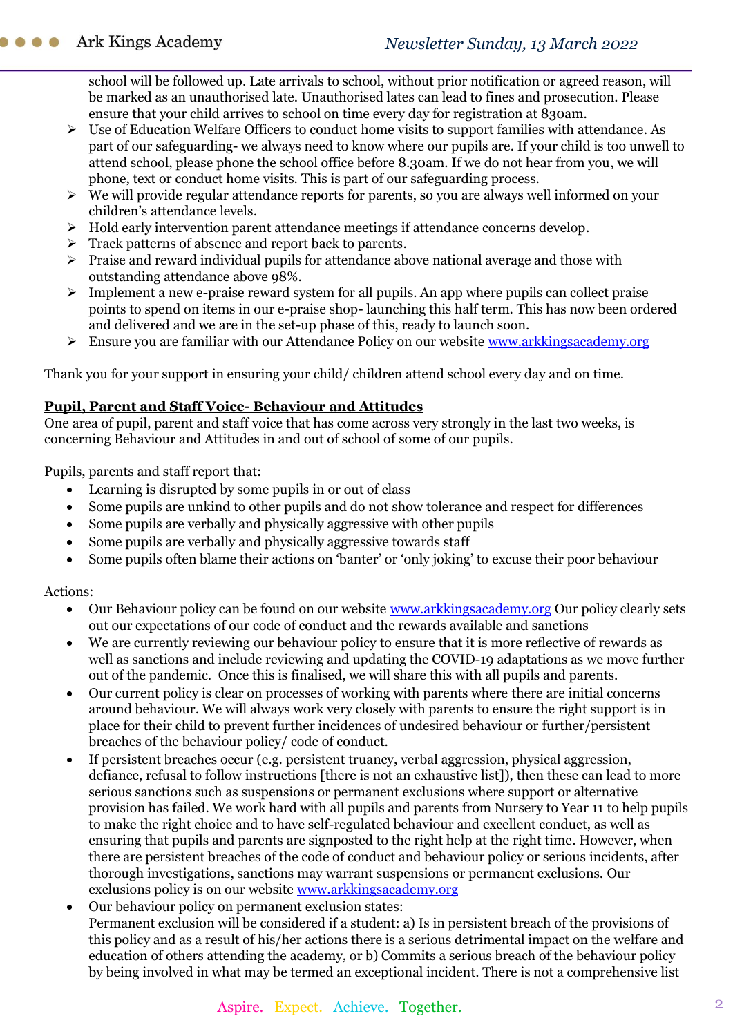school will be followed up. Late arrivals to school, without prior notification or agreed reason, will be marked as an unauthorised late. Unauthorised lates can lead to fines and prosecution. Please ensure that your child arrives to school on time every day for registration at 830am.

- Use of Education Welfare Officers to conduct home visits to support families with attendance. As part of our safeguarding- we always need to know where our pupils are. If your child is too unwell to attend school, please phone the school office before 8.30am. If we do not hear from you, we will phone, text or conduct home visits. This is part of our safeguarding process.
- We will provide regular attendance reports for parents, so you are always well informed on your children's attendance levels.
- Hold early intervention parent attendance meetings if attendance concerns develop.
- Track patterns of absence and report back to parents.
- Praise and reward individual pupils for attendance above national average and those with outstanding attendance above 98%.
- Implement a new e-praise reward system for all pupils. An app where pupils can collect praise points to spend on items in our e-praise shop- launching this half term. This has now been ordered and delivered and we are in the set-up phase of this, ready to launch soon.
- Ensure you are familiar with our Attendance Policy on our website [www.arkkingsacademy.org](http://www.arkkingsacademy.org)

Thank you for your support in ensuring your child/ children attend school every day and on time.

**Pupil, Parent and Staff Voice- Behaviour and Attitudes**

One area of pupil, parent and staff voice that has come across very strongly in the last two weeks, is concerning Behaviour and Attitudes in and out of school of some of our pupils.

Pupils, parents and staff report that:

- Learning is disrupted by some pupils in or out of class
- Some pupils are unkind to other pupils and do not show tolerance and respect for differences
- Some pupils are verbally and physically aggressive with other pupils
- Some pupils are verbally and physically aggressive towards staff
- Some pupils often blame their actions on 'banter' or 'only joking' to excuse their poor behaviour

Actions:

- Our Behaviour policy can be found on our website [www.arkkingsacademy.org](http://www.arkkingsacademy.org) Our policy clearly sets out our expectations of our code of conduct and the rewards available and sanctions
- We are currently reviewing our behaviour policy to ensure that it is more reflective of rewards as well as sanctions and include reviewing and updating the COVID-19 adaptations as we move further out of the pandemic. Once this is finalised, we will share this with all pupils and parents.
- Our current policy is clear on processes of working with parents where there are initial concerns around behaviour. We will always work very closely with parents to ensure the right support is in place for their child to prevent further incidences of undesired behaviour or further/persistent breaches of the behaviour policy/ code of conduct.
- If persistent breaches occur (e.g. persistent truancy, verbal aggression, physical aggression, defiance, refusal to follow instructions [there is not an exhaustive list]), then these can lead to more serious sanctions such as suspensions or permanent exclusions where support or alternative provision has failed. We work hard with all pupils and parents from Nursery to Year 11 to help pupils to make the right choice and to have self-regulated behaviour and excellent conduct, as well as ensuring that pupils and parents are signposted to the right help at the right time. However, when there are persistent breaches of the code of conduct and behaviour policy or serious incidents, after thorough investigations, sanctions may warrant suspensions or permanent exclusions. Our exclusions policy is on our website [www.arkkingsacademy.org](http://www.arkkingsacademy.org)
- Our behaviour policy on permanent exclusion states:
  Permanent exclusion will be considered if a student: a) Is in persistent breach of the provisions of this policy and as a result of his/her actions there is a serious detrimental impact on the welfare and education of others attending the academy, or b) Commits a serious breach of the behaviour policy by being involved in what may be termed an exceptional incident. There is not a comprehensive list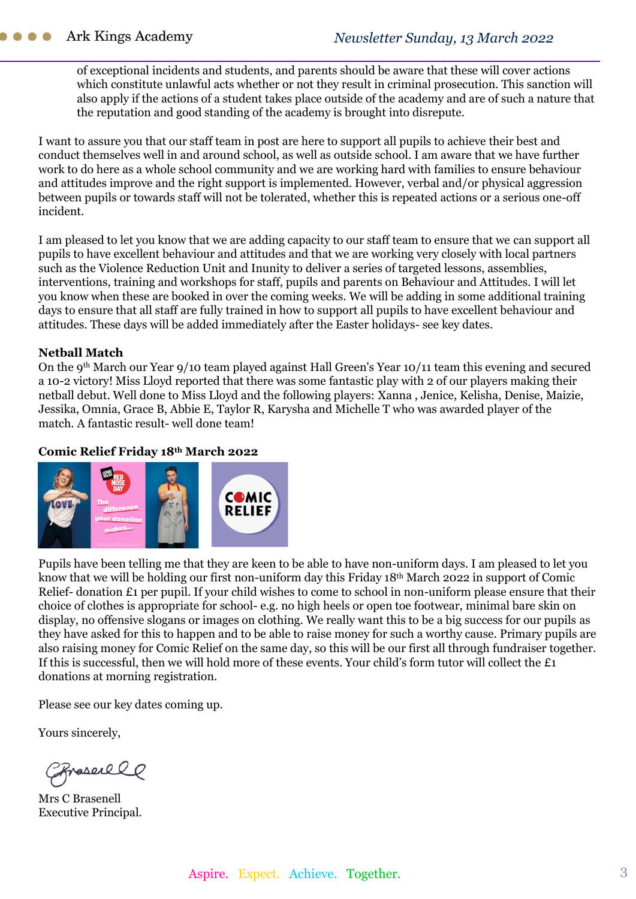of exceptional incidents and students, and parents should be aware that these will cover actions which constitute unlawful acts whether or not they result in criminal prosecution. This sanction will also apply if the actions of a student takes place outside of the academy and are of such a nature that the reputation and good standing of the academy is brought into disrepute.

I want to assure you that our staff team in post are here to support all pupils to achieve their best and conduct themselves well in and around school, as well as outside school. I am aware that we have further work to do here as a whole school community and we are working hard with families to ensure behaviour and attitudes improve and the right support is implemented. However, verbal and/or physical aggression between pupils or towards staff will not be tolerated, whether this is repeated actions or a serious one-off incident.

I am pleased to let you know that we are adding capacity to our staff team to ensure that we can support all pupils to have excellent behaviour and attitudes and that we are working very closely with local partners such as the Violence Reduction Unit and Inunity to deliver a series of targeted lessons, assemblies, interventions, training and workshops for staff, pupils and parents on Behaviour and Attitudes. I will let you know when these are booked in over the coming weeks. We will be adding in some additional training days to ensure that all staff are fully trained in how to support all pupils to have excellent behaviour and attitudes. These days will be added immediately after the Easter holidays- see key dates.

**Netball Match**

On the 9th March our Year 9/10 team played against Hall Green's Year 10/11 team this evening and secured a 10-2 victory! Miss Lloyd reported that there was some fantastic play with 2 of our players making their netball debut. Well done to Miss Lloyd and the following players: Xanna , Jenice, Kelisha, Denise, Maizie, Jessika, Omnia, Grace B, Abbie E, Taylor R, Karysha and Michelle T who was awarded player of the match. A fantastic result- well done team!

**Comic Relief Friday 18th March 2022**

Pupils have been telling me that they are keen to be able to have non-uniform days. I am pleased to let you know that we will be holding our first non-uniform day this Friday 18th March 2022 in support of Comic Relief- donation £1 per pupil. If your child wishes to come to school in non-uniform please ensure that their choice of clothes is appropriate for school- e.g. no high heels or open toe footwear, minimal bare skin on display, no offensive slogans or images on clothing. We really want this to be a big success for our pupils as they have asked for this to happen and to be able to raise money for such a worthy cause. Primary pupils are also raising money for Comic Relief on the same day, so this will be our first all through fundraiser together. If this is successful, then we will hold more of these events. Your child's form tutor will collect the £1 donations at morning registration.

Please see our key dates coming up.

Yours sincerely,

Mrs C Brasenell
Executive Principal.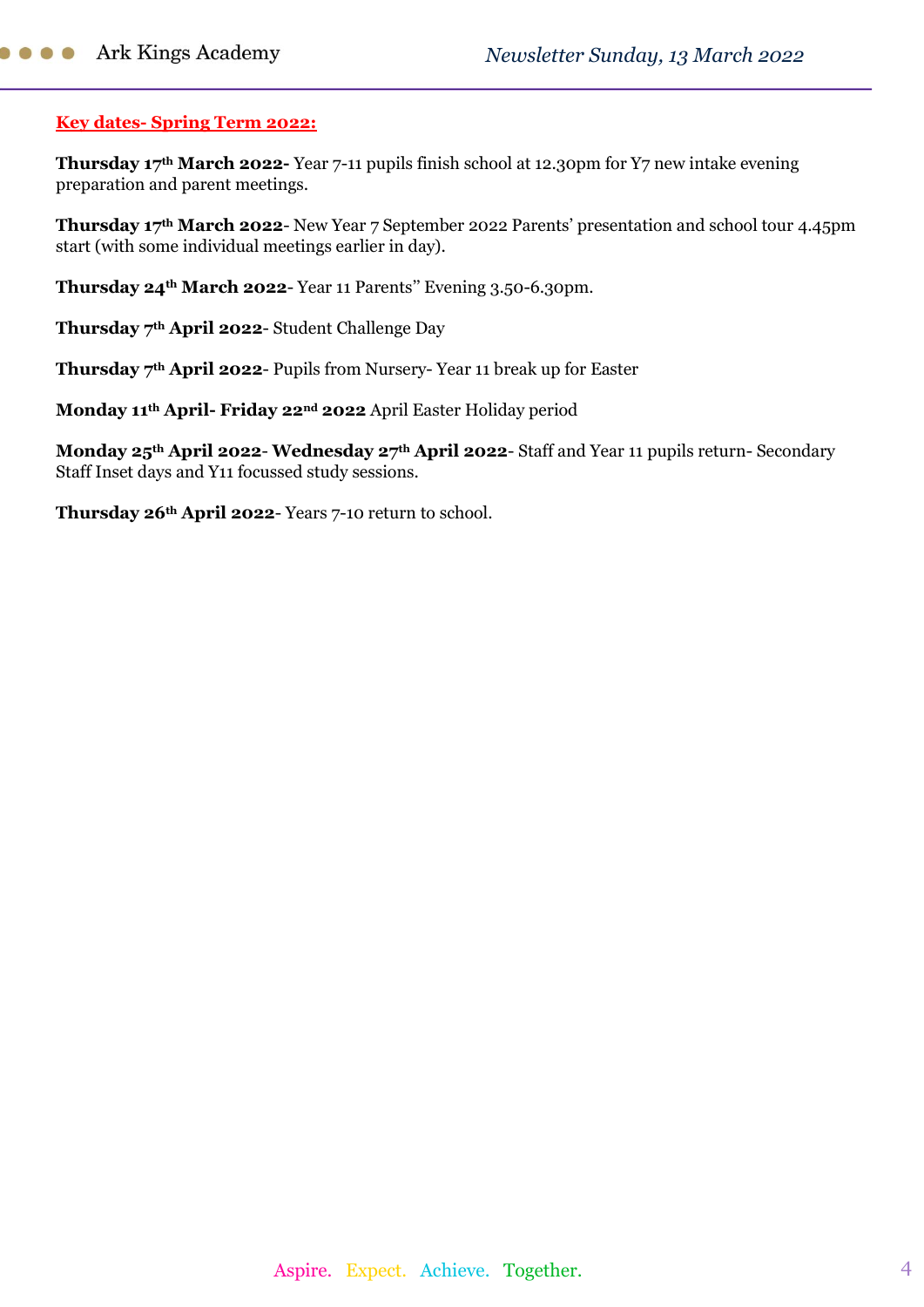**Key dates- Spring Term 2022:**

**Thursday 17th March 2022-** Year 7-11 pupils finish school at 12.30pm for Y7 new intake evening preparation and parent meetings.

**Thursday 17th March 2022**- New Year 7 September 2022 Parents' presentation and school tour 4.45pm start (with some individual meetings earlier in day).

**Thursday 24th March 2022**- Year 11 Parents" Evening 3.50-6.30pm.

**Thursday 7th April 2022**- Student Challenge Day

**Thursday 7th April 2022**- Pupils from Nursery- Year 11 break up for Easter

**Monday 11th April- Friday 22nd 2022** April Easter Holiday period

**Monday 25th April 2022**- **Wednesday 27th April 2022**- Staff and Year 11 pupils return- Secondary Staff Inset days and Y11 focussed study sessions.

**Thursday 26th April 2022**- Years 7-10 return to school.